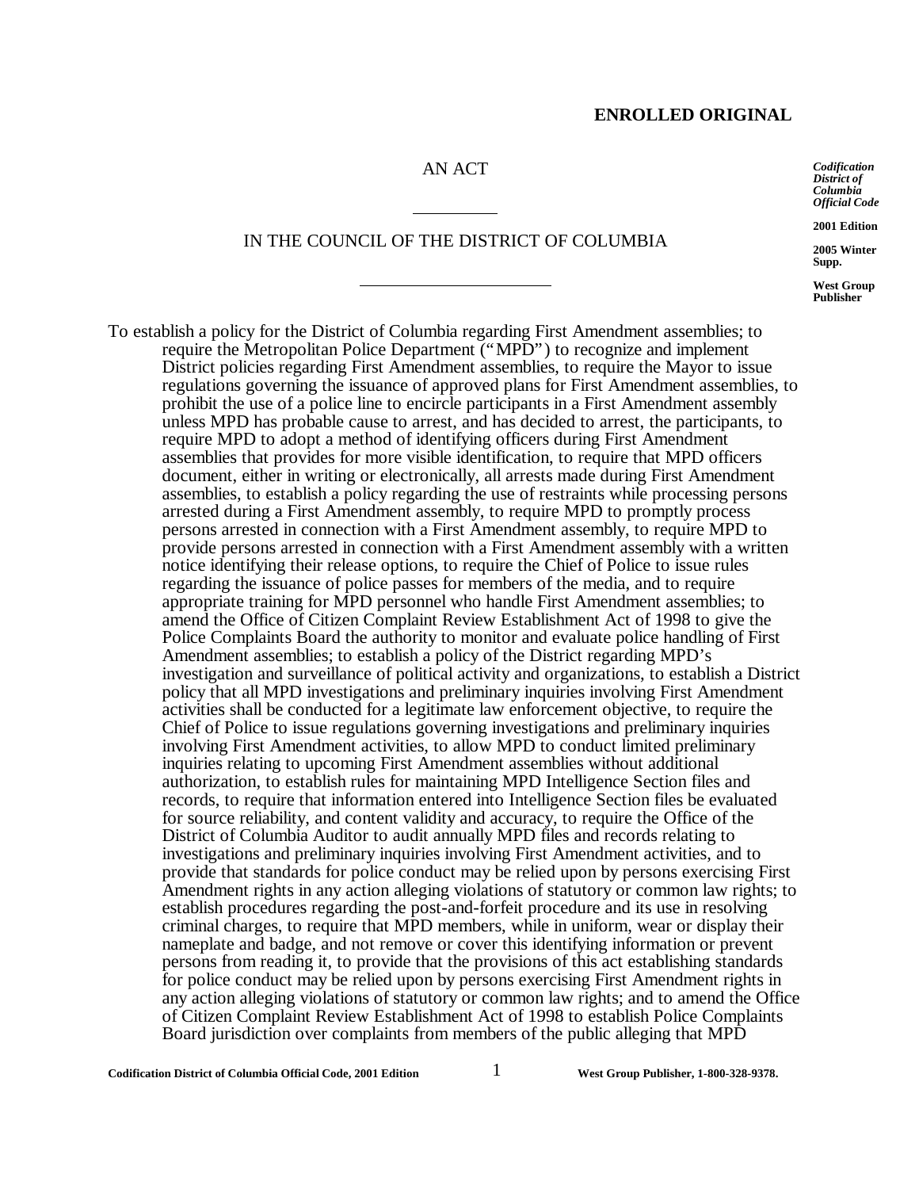**ENROLLED ORIGINAL**

*Codification District of Columbia Official Code*

**2001 Edition**

**2005 Winter Supp.**

**West Group Publisher**

AN ACT

---

IN THE COUNCIL OF THE DISTRICT OF COLUMBIA

---

To establish a policy for the District of Columbia regarding First Amendment assemblies; to require the Metropolitan Police Department ("MPD") to recognize and implement District policies regarding First Amendment assemblies, to require the Mayor to issue regulations governing the issuance of approved plans for First Amendment assemblies, to prohibit the use of a police line to encircle participants in a First Amendment assembly unless MPD has probable cause to arrest, and has decided to arrest, the participants, to require MPD to adopt a method of identifying officers during First Amendment assemblies that provides for more visible identification, to require that MPD officers document, either in writing or electronically, all arrests made during First Amendment assemblies, to establish a policy regarding the use of restraints while processing persons arrested during a First Amendment assembly, to require MPD to promptly process persons arrested in connection with a First Amendment assembly, to require MPD to provide persons arrested in connection with a First Amendment assembly with a written notice identifying their release options, to require the Chief of Police to issue rules regarding the issuance of police passes for members of the media, and to require appropriate training for MPD personnel who handle First Amendment assemblies; to amend the Office of Citizen Complaint Review Establishment Act of 1998 to give the Police Complaints Board the authority to monitor and evaluate police handling of First Amendment assemblies; to establish a policy of the District regarding MPD's investigation and surveillance of political activity and organizations, to establish a District policy that all MPD investigations and preliminary inquiries involving First Amendment activities shall be conducted for a legitimate law enforcement objective, to require the Chief of Police to issue regulations governing investigations and preliminary inquiries involving First Amendment activities, to allow MPD to conduct limited preliminary inquiries relating to upcoming First Amendment assemblies without additional authorization, to establish rules for maintaining MPD Intelligence Section files and records, to require that information entered into Intelligence Section files be evaluated for source reliability, and content validity and accuracy, to require the Office of the District of Columbia Auditor to audit annually MPD files and records relating to investigations and preliminary inquiries involving First Amendment activities, and to provide that standards for police conduct may be relied upon by persons exercising First Amendment rights in any action alleging violations of statutory or common law rights; to establish procedures regarding the post-and-forfeit procedure and its use in resolving criminal charges, to require that MPD members, while in uniform, wear or display their nameplate and badge, and not remove or cover this identifying information or prevent persons from reading it, to provide that the provisions of this act establishing standards for police conduct may be relied upon by persons exercising First Amendment rights in any action alleging violations of statutory or common law rights; and to amend the Office of Citizen Complaint Review Establishment Act of 1998 to establish Police Complaints Board jurisdiction over complaints from members of the public alleging that MPD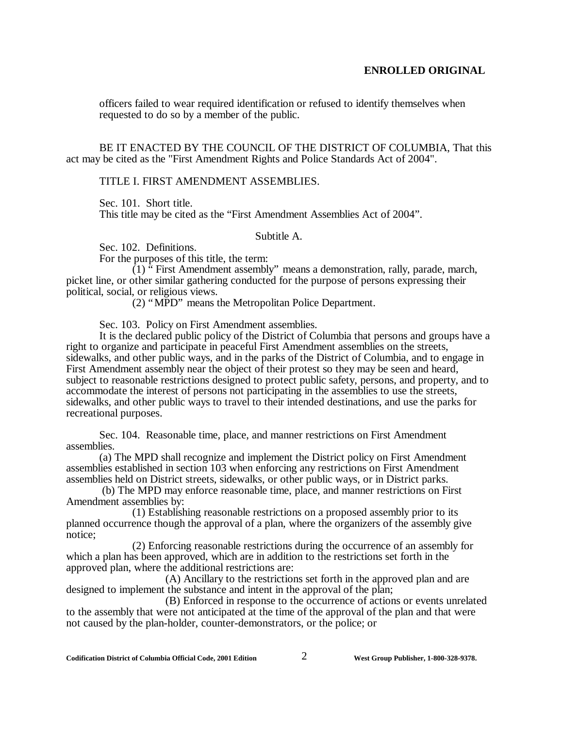officers failed to wear required identification or refused to identify themselves when requested to do so by a member of the public.

BE IT ENACTED BY THE COUNCIL OF THE DISTRICT OF COLUMBIA, That this act may be cited as the "First Amendment Rights and Police Standards Act of 2004".

TITLE I. FIRST AMENDMENT ASSEMBLIES.

Sec. 101. Short title.

This title may be cited as the "First Amendment Assemblies Act of 2004".

Subtitle A.

Sec. 102. Definitions.

For the purposes of this title, the term:

(1) " First Amendment assembly" means a demonstration, rally, parade, march, picket line, or other similar gathering conducted for the purpose of persons expressing their political, social, or religious views.

(2) "MPD" means the Metropolitan Police Department.

Sec. 103. Policy on First Amendment assemblies.

It is the declared public policy of the District of Columbia that persons and groups have a right to organize and participate in peaceful First Amendment assemblies on the streets, sidewalks, and other public ways, and in the parks of the District of Columbia, and to engage in First Amendment assembly near the object of their protest so they may be seen and heard, subject to reasonable restrictions designed to protect public safety, persons, and property, and to accommodate the interest of persons not participating in the assemblies to use the streets, sidewalks, and other public ways to travel to their intended destinations, and use the parks for recreational purposes.

Sec. 104. Reasonable time, place, and manner restrictions on First Amendment assemblies.

(a) The MPD shall recognize and implement the District policy on First Amendment assemblies established in section 103 when enforcing any restrictions on First Amendment assemblies held on District streets, sidewalks, or other public ways, or in District parks.

(b) The MPD may enforce reasonable time, place, and manner restrictions on First Amendment assemblies by:

(1) Establishing reasonable restrictions on a proposed assembly prior to its planned occurrence though the approval of a plan, where the organizers of the assembly give notice;

(2) Enforcing reasonable restrictions during the occurrence of an assembly for which a plan has been approved, which are in addition to the restrictions set forth in the approved plan, where the additional restrictions are:

(A) Ancillary to the restrictions set forth in the approved plan and are designed to implement the substance and intent in the approval of the plan;

(B) Enforced in response to the occurrence of actions or events unrelated to the assembly that were not anticipated at the time of the approval of the plan and that were not caused by the plan-holder, counter-demonstrators, or the police; or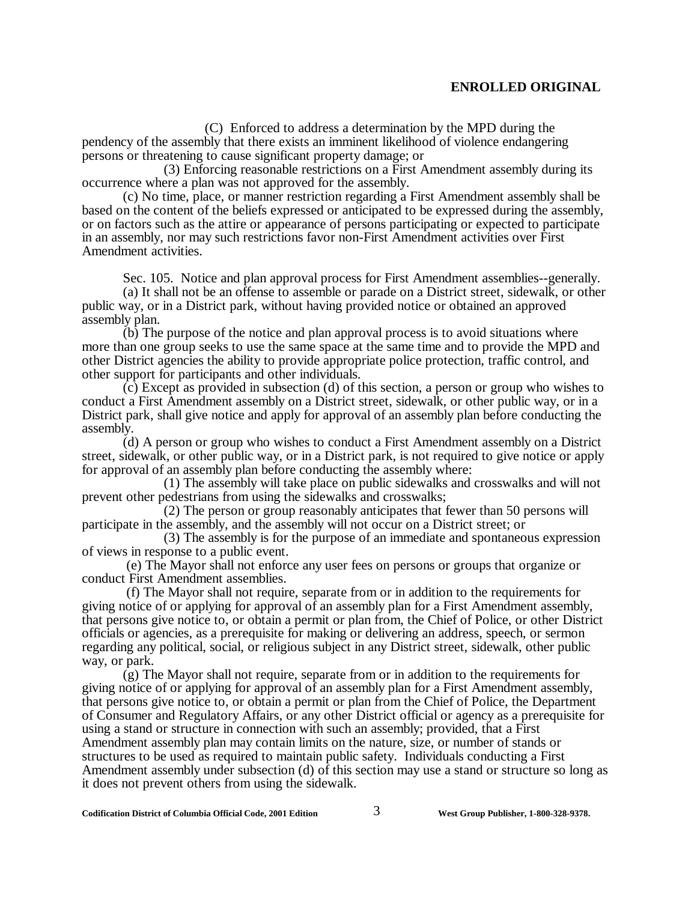(C) Enforced to address a determination by the MPD during the pendency of the assembly that there exists an imminent likelihood of violence endangering persons or threatening to cause significant property damage; or

(3) Enforcing reasonable restrictions on a First Amendment assembly during its occurrence where a plan was not approved for the assembly.

(c) No time, place, or manner restriction regarding a First Amendment assembly shall be based on the content of the beliefs expressed or anticipated to be expressed during the assembly, or on factors such as the attire or appearance of persons participating or expected to participate in an assembly, nor may such restrictions favor non-First Amendment activities over First Amendment activities.

Sec. 105. Notice and plan approval process for First Amendment assemblies--generally.

(a) It shall not be an offense to assemble or parade on a District street, sidewalk, or other public way, or in a District park, without having provided notice or obtained an approved assembly plan.

(b) The purpose of the notice and plan approval process is to avoid situations where more than one group seeks to use the same space at the same time and to provide the MPD and other District agencies the ability to provide appropriate police protection, traffic control, and other support for participants and other individuals.

(c) Except as provided in subsection (d) of this section, a person or group who wishes to conduct a First Amendment assembly on a District street, sidewalk, or other public way, or in a District park, shall give notice and apply for approval of an assembly plan before conducting the assembly.

(d) A person or group who wishes to conduct a First Amendment assembly on a District street, sidewalk, or other public way, or in a District park, is not required to give notice or apply for approval of an assembly plan before conducting the assembly where:

(1) The assembly will take place on public sidewalks and crosswalks and will not prevent other pedestrians from using the sidewalks and crosswalks;

(2) The person or group reasonably anticipates that fewer than 50 persons will participate in the assembly, and the assembly will not occur on a District street; or

(3) The assembly is for the purpose of an immediate and spontaneous expression of views in response to a public event.

(e) The Mayor shall not enforce any user fees on persons or groups that organize or conduct First Amendment assemblies.

(f) The Mayor shall not require, separate from or in addition to the requirements for giving notice of or applying for approval of an assembly plan for a First Amendment assembly, that persons give notice to, or obtain a permit or plan from, the Chief of Police, or other District officials or agencies, as a prerequisite for making or delivering an address, speech, or sermon regarding any political, social, or religious subject in any District street, sidewalk, other public way, or park.

(g) The Mayor shall not require, separate from or in addition to the requirements for giving notice of or applying for approval of an assembly plan for a First Amendment assembly, that persons give notice to, or obtain a permit or plan from the Chief of Police, the Department of Consumer and Regulatory Affairs, or any other District official or agency as a prerequisite for using a stand or structure in connection with such an assembly; provided, that a First Amendment assembly plan may contain limits on the nature, size, or number of stands or structures to be used as required to maintain public safety. Individuals conducting a First Amendment assembly under subsection (d) of this section may use a stand or structure so long as it does not prevent others from using the sidewalk.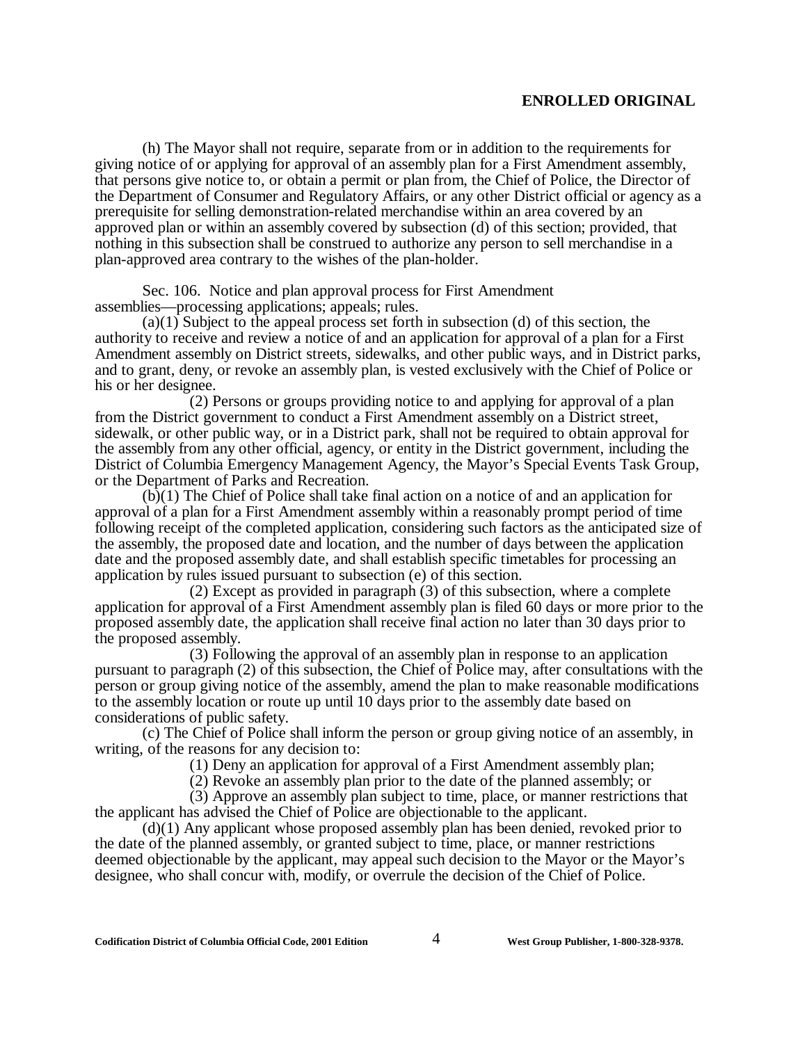(h) The Mayor shall not require, separate from or in addition to the requirements for giving notice of or applying for approval of an assembly plan for a First Amendment assembly, that persons give notice to, or obtain a permit or plan from, the Chief of Police, the Director of the Department of Consumer and Regulatory Affairs, or any other District official or agency as a prerequisite for selling demonstration-related merchandise within an area covered by an approved plan or within an assembly covered by subsection (d) of this section; provided, that nothing in this subsection shall be construed to authorize any person to sell merchandise in a plan-approved area contrary to the wishes of the plan-holder.

Sec. 106. Notice and plan approval process for First Amendment assemblies—processing applications; appeals; rules.

(a)(1) Subject to the appeal process set forth in subsection (d) of this section, the authority to receive and review a notice of and an application for approval of a plan for a First Amendment assembly on District streets, sidewalks, and other public ways, and in District parks, and to grant, deny, or revoke an assembly plan, is vested exclusively with the Chief of Police or his or her designee.

(2) Persons or groups providing notice to and applying for approval of a plan from the District government to conduct a First Amendment assembly on a District street, sidewalk, or other public way, or in a District park, shall not be required to obtain approval for the assembly from any other official, agency, or entity in the District government, including the District of Columbia Emergency Management Agency, the Mayor's Special Events Task Group, or the Department of Parks and Recreation.

(b)(1) The Chief of Police shall take final action on a notice of and an application for approval of a plan for a First Amendment assembly within a reasonably prompt period of time following receipt of the completed application, considering such factors as the anticipated size of the assembly, the proposed date and location, and the number of days between the application date and the proposed assembly date, and shall establish specific timetables for processing an application by rules issued pursuant to subsection (e) of this section.

(2) Except as provided in paragraph (3) of this subsection, where a complete application for approval of a First Amendment assembly plan is filed 60 days or more prior to the proposed assembly date, the application shall receive final action no later than 30 days prior to the proposed assembly.

(3) Following the approval of an assembly plan in response to an application pursuant to paragraph (2) of this subsection, the Chief of Police may, after consultations with the person or group giving notice of the assembly, amend the plan to make reasonable modifications to the assembly location or route up until 10 days prior to the assembly date based on considerations of public safety.

(c) The Chief of Police shall inform the person or group giving notice of an assembly, in writing, of the reasons for any decision to:

(1) Deny an application for approval of a First Amendment assembly plan;

(2) Revoke an assembly plan prior to the date of the planned assembly; or

(3) Approve an assembly plan subject to time, place, or manner restrictions that the applicant has advised the Chief of Police are objectionable to the applicant.

(d)(1) Any applicant whose proposed assembly plan has been denied, revoked prior to the date of the planned assembly, or granted subject to time, place, or manner restrictions deemed objectionable by the applicant, may appeal such decision to the Mayor or the Mayor's designee, who shall concur with, modify, or overrule the decision of the Chief of Police.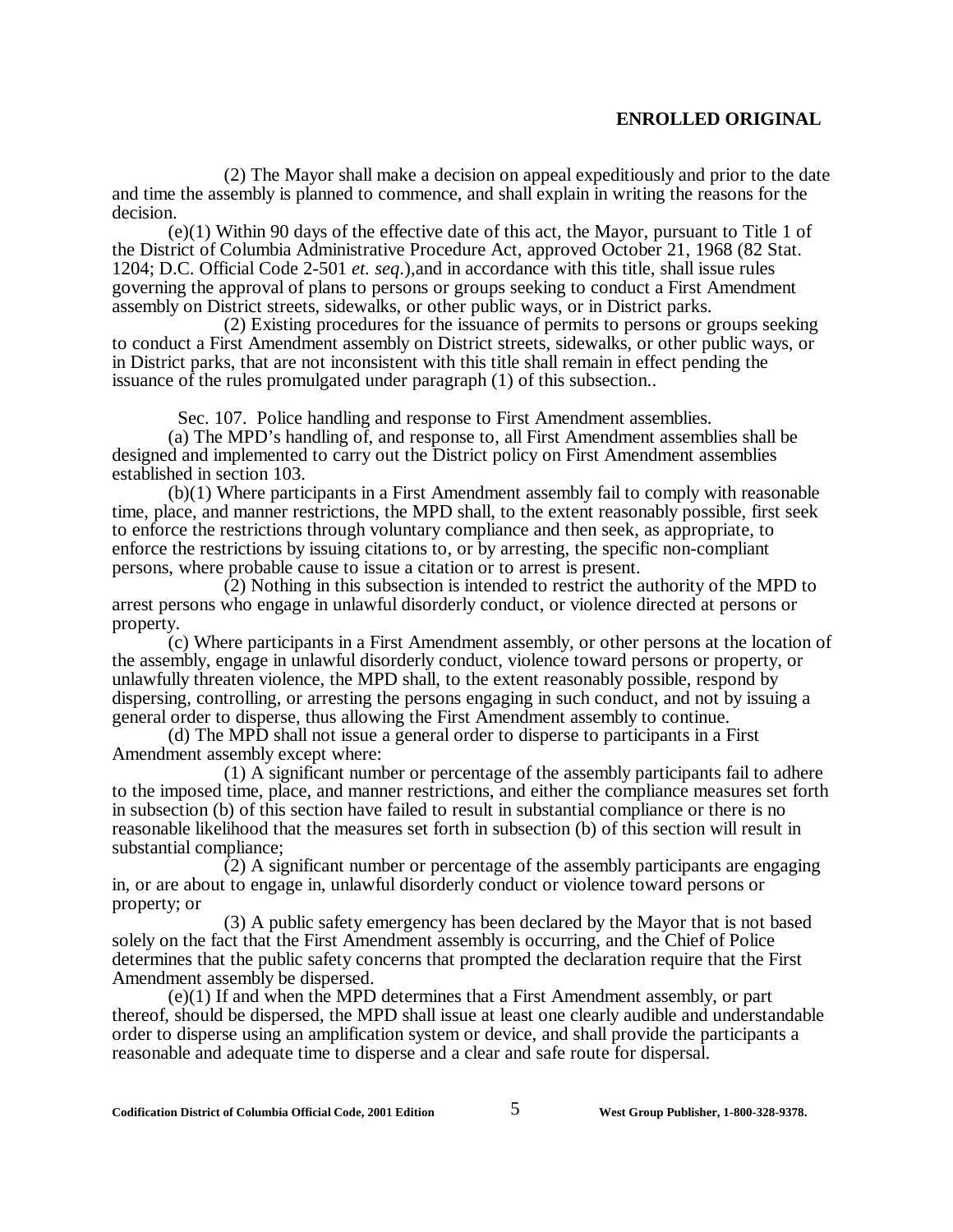(2) The Mayor shall make a decision on appeal expeditiously and prior to the date and time the assembly is planned to commence, and shall explain in writing the reasons for the decision.

(e)(1) Within 90 days of the effective date of this act, the Mayor, pursuant to Title 1 of the District of Columbia Administrative Procedure Act, approved October 21, 1968 (82 Stat. 1204; D.C. Official Code 2-501 *et. seq.*),and in accordance with this title, shall issue rules governing the approval of plans to persons or groups seeking to conduct a First Amendment assembly on District streets, sidewalks, or other public ways, or in District parks.

(2) Existing procedures for the issuance of permits to persons or groups seeking to conduct a First Amendment assembly on District streets, sidewalks, or other public ways, or in District parks, that are not inconsistent with this title shall remain in effect pending the issuance of the rules promulgated under paragraph (1) of this subsection..

Sec. 107. Police handling and response to First Amendment assemblies.

(a) The MPD's handling of, and response to, all First Amendment assemblies shall be designed and implemented to carry out the District policy on First Amendment assemblies established in section 103.

(b)(1) Where participants in a First Amendment assembly fail to comply with reasonable time, place, and manner restrictions, the MPD shall, to the extent reasonably possible, first seek to enforce the restrictions through voluntary compliance and then seek, as appropriate, to enforce the restrictions by issuing citations to, or by arresting, the specific non-compliant persons, where probable cause to issue a citation or to arrest is present.

(2) Nothing in this subsection is intended to restrict the authority of the MPD to arrest persons who engage in unlawful disorderly conduct, or violence directed at persons or property.

(c) Where participants in a First Amendment assembly, or other persons at the location of the assembly, engage in unlawful disorderly conduct, violence toward persons or property, or unlawfully threaten violence, the MPD shall, to the extent reasonably possible, respond by dispersing, controlling, or arresting the persons engaging in such conduct, and not by issuing a general order to disperse, thus allowing the First Amendment assembly to continue.

(d) The MPD shall not issue a general order to disperse to participants in a First Amendment assembly except where:

(1) A significant number or percentage of the assembly participants fail to adhere to the imposed time, place, and manner restrictions, and either the compliance measures set forth in subsection (b) of this section have failed to result in substantial compliance or there is no reasonable likelihood that the measures set forth in subsection (b) of this section will result in substantial compliance;

(2) A significant number or percentage of the assembly participants are engaging in, or are about to engage in, unlawful disorderly conduct or violence toward persons or property; or

(3) A public safety emergency has been declared by the Mayor that is not based solely on the fact that the First Amendment assembly is occurring, and the Chief of Police determines that the public safety concerns that prompted the declaration require that the First Amendment assembly be dispersed.

(e)(1) If and when the MPD determines that a First Amendment assembly, or part thereof, should be dispersed, the MPD shall issue at least one clearly audible and understandable order to disperse using an amplification system or device, and shall provide the participants a reasonable and adequate time to disperse and a clear and safe route for dispersal.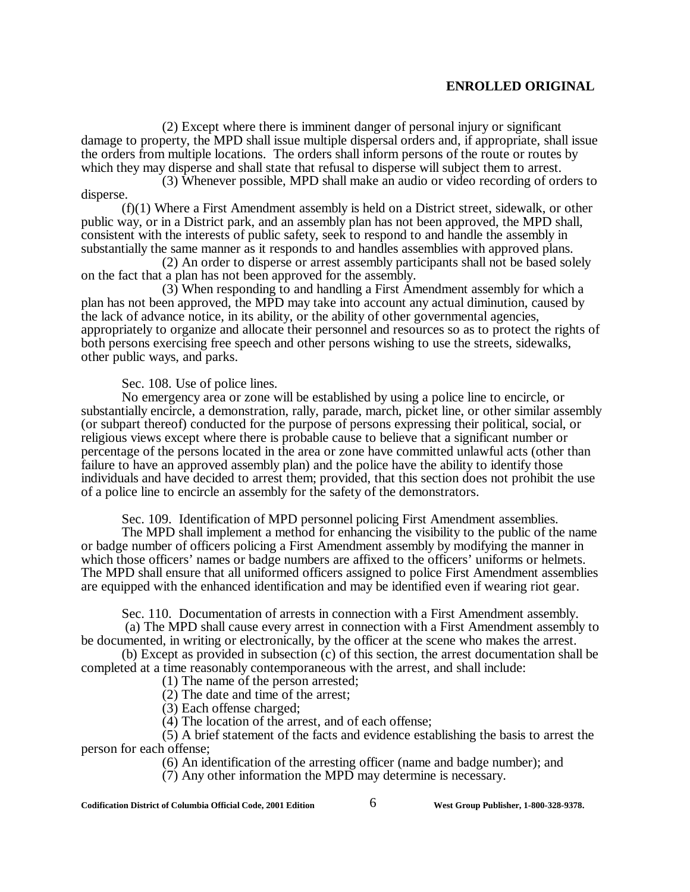(2) Except where there is imminent danger of personal injury or significant damage to property, the MPD shall issue multiple dispersal orders and, if appropriate, shall issue the orders from multiple locations. The orders shall inform persons of the route or routes by which they may disperse and shall state that refusal to disperse will subject them to arrest.

(3) Whenever possible, MPD shall make an audio or video recording of orders to disperse.

(f)(1) Where a First Amendment assembly is held on a District street, sidewalk, or other public way, or in a District park, and an assembly plan has not been approved, the MPD shall, consistent with the interests of public safety, seek to respond to and handle the assembly in substantially the same manner as it responds to and handles assemblies with approved plans.

(2) An order to disperse or arrest assembly participants shall not be based solely on the fact that a plan has not been approved for the assembly.

(3) When responding to and handling a First Amendment assembly for which a plan has not been approved, the MPD may take into account any actual diminution, caused by the lack of advance notice, in its ability, or the ability of other governmental agencies, appropriately to organize and allocate their personnel and resources so as to protect the rights of both persons exercising free speech and other persons wishing to use the streets, sidewalks, other public ways, and parks.

Sec. 108. Use of police lines.

No emergency area or zone will be established by using a police line to encircle, or substantially encircle, a demonstration, rally, parade, march, picket line, or other similar assembly (or subpart thereof) conducted for the purpose of persons expressing their political, social, or religious views except where there is probable cause to believe that a significant number or percentage of the persons located in the area or zone have committed unlawful acts (other than failure to have an approved assembly plan) and the police have the ability to identify those individuals and have decided to arrest them; provided, that this section does not prohibit the use of a police line to encircle an assembly for the safety of the demonstrators.

Sec. 109. Identification of MPD personnel policing First Amendment assemblies.

The MPD shall implement a method for enhancing the visibility to the public of the name or badge number of officers policing a First Amendment assembly by modifying the manner in which those officers' names or badge numbers are affixed to the officers' uniforms or helmets. The MPD shall ensure that all uniformed officers assigned to police First Amendment assemblies are equipped with the enhanced identification and may be identified even if wearing riot gear.

Sec. 110. Documentation of arrests in connection with a First Amendment assembly.

(a) The MPD shall cause every arrest in connection with a First Amendment assembly to be documented, in writing or electronically, by the officer at the scene who makes the arrest.

(b) Except as provided in subsection (c) of this section, the arrest documentation shall be completed at a time reasonably contemporaneous with the arrest, and shall include:

(1) The name of the person arrested;

(2) The date and time of the arrest;

(3) Each offense charged;

(4) The location of the arrest, and of each offense;

(5) A brief statement of the facts and evidence establishing the basis to arrest the person for each offense;

(6) An identification of the arresting officer (name and badge number); and

(7) Any other information the MPD may determine is necessary.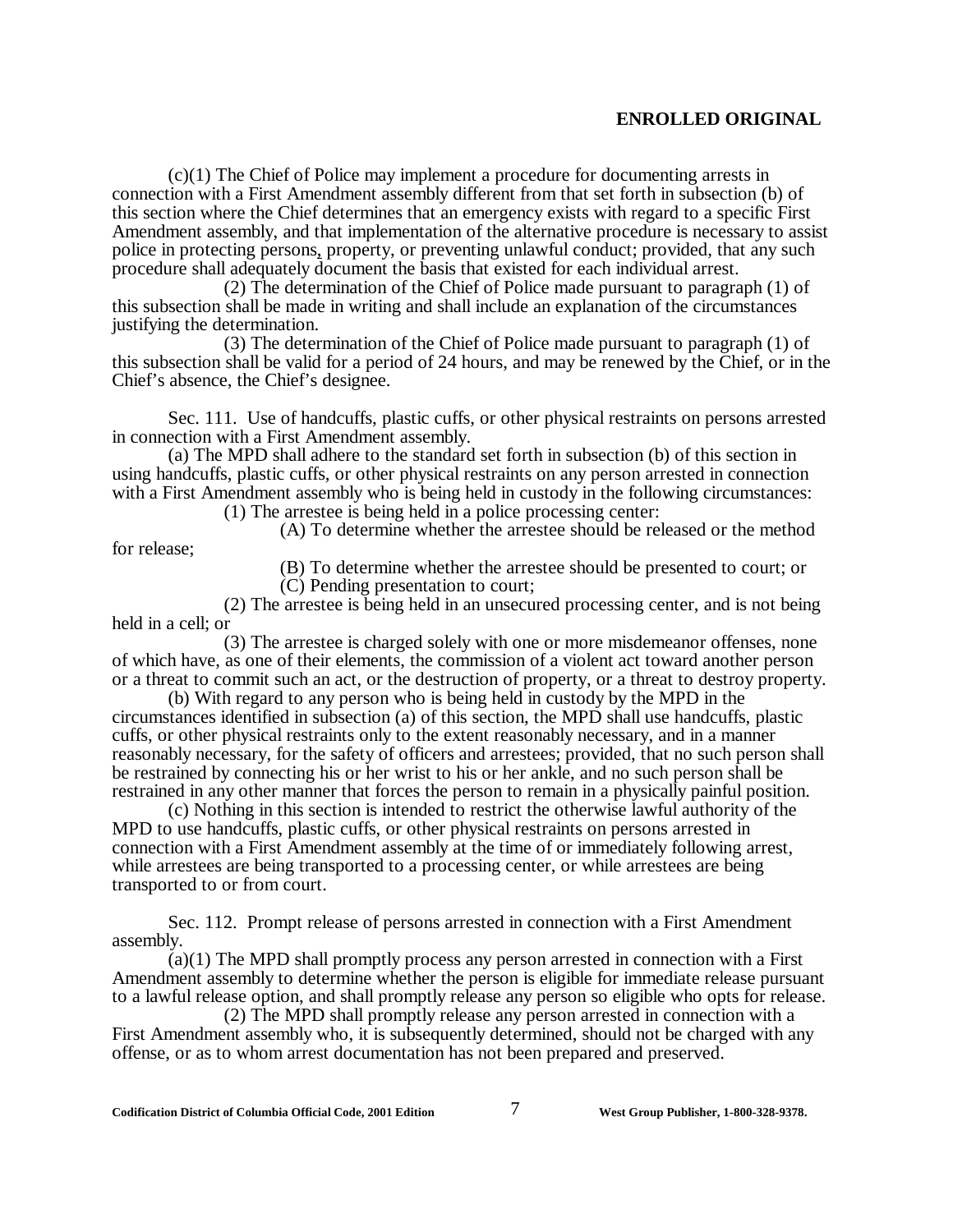(c)(1) The Chief of Police may implement a procedure for documenting arrests in connection with a First Amendment assembly different from that set forth in subsection (b) of this section where the Chief determines that an emergency exists with regard to a specific First Amendment assembly, and that implementation of the alternative procedure is necessary to assist police in protecting persons, property, or preventing unlawful conduct; provided, that any such procedure shall adequately document the basis that existed for each individual arrest.

(2) The determination of the Chief of Police made pursuant to paragraph (1) of this subsection shall be made in writing and shall include an explanation of the circumstances justifying the determination.

(3) The determination of the Chief of Police made pursuant to paragraph (1) of this subsection shall be valid for a period of 24 hours, and may be renewed by the Chief, or in the Chief's absence, the Chief's designee.

Sec. 111. Use of handcuffs, plastic cuffs, or other physical restraints on persons arrested in connection with a First Amendment assembly.

(a) The MPD shall adhere to the standard set forth in subsection (b) of this section in using handcuffs, plastic cuffs, or other physical restraints on any person arrested in connection with a First Amendment assembly who is being held in custody in the following circumstances:

(1) The arrestee is being held in a police processing center:

(A) To determine whether the arrestee should be released or the method for release;

(B) To determine whether the arrestee should be presented to court; or

(C) Pending presentation to court;

(2) The arrestee is being held in an unsecured processing center, and is not being held in a cell; or

(3) The arrestee is charged solely with one or more misdemeanor offenses, none of which have, as one of their elements, the commission of a violent act toward another person or a threat to commit such an act, or the destruction of property, or a threat to destroy property.

(b) With regard to any person who is being held in custody by the MPD in the circumstances identified in subsection (a) of this section, the MPD shall use handcuffs, plastic cuffs, or other physical restraints only to the extent reasonably necessary, and in a manner reasonably necessary, for the safety of officers and arrestees; provided, that no such person shall be restrained by connecting his or her wrist to his or her ankle, and no such person shall be restrained in any other manner that forces the person to remain in a physically painful position.

(c) Nothing in this section is intended to restrict the otherwise lawful authority of the MPD to use handcuffs, plastic cuffs, or other physical restraints on persons arrested in connection with a First Amendment assembly at the time of or immediately following arrest, while arrestees are being transported to a processing center, or while arrestees are being transported to or from court.

Sec. 112. Prompt release of persons arrested in connection with a First Amendment assembly.

(a)(1) The MPD shall promptly process any person arrested in connection with a First Amendment assembly to determine whether the person is eligible for immediate release pursuant to a lawful release option, and shall promptly release any person so eligible who opts for release.

(2) The MPD shall promptly release any person arrested in connection with a First Amendment assembly who, it is subsequently determined, should not be charged with any offense, or as to whom arrest documentation has not been prepared and preserved.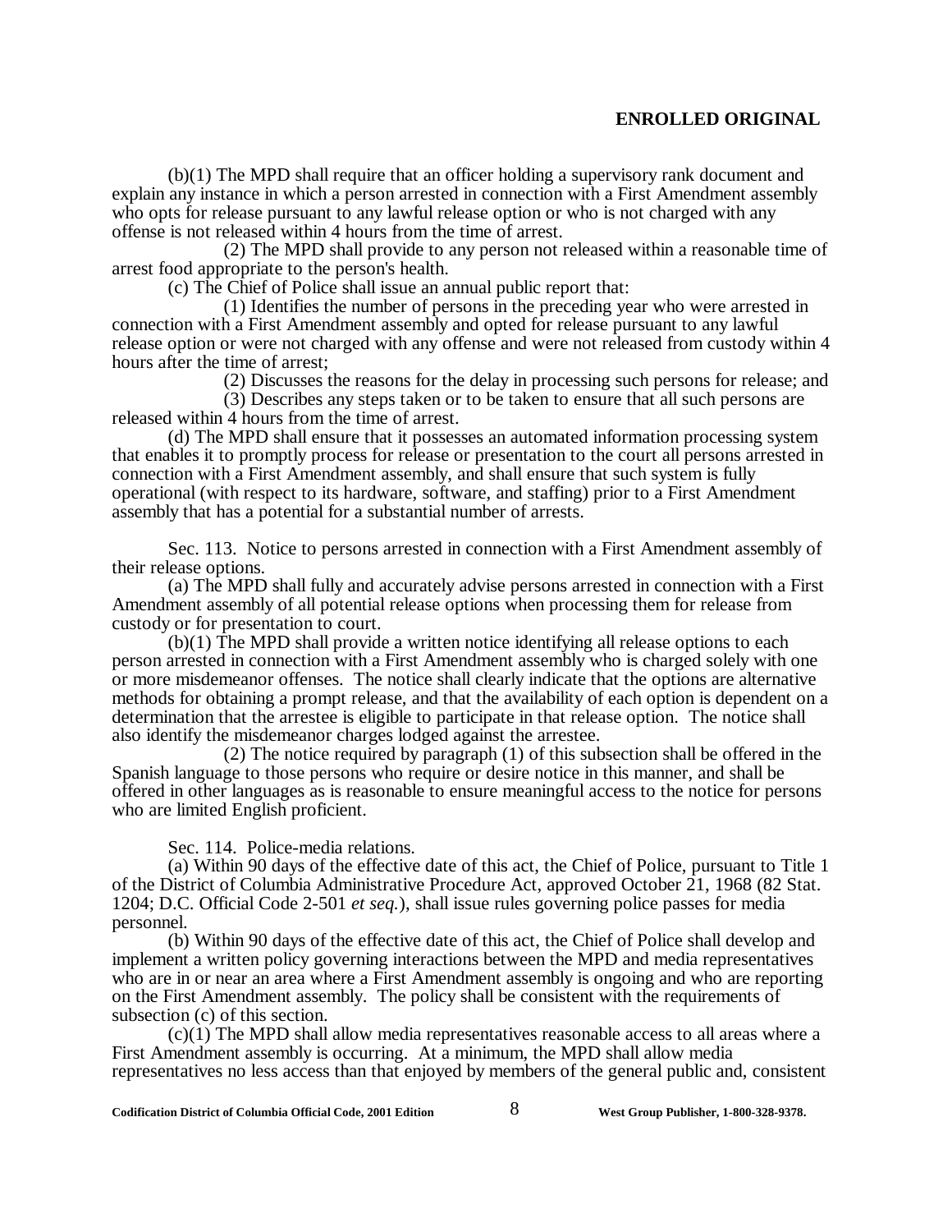(b)(1) The MPD shall require that an officer holding a supervisory rank document and explain any instance in which a person arrested in connection with a First Amendment assembly who opts for release pursuant to any lawful release option or who is not charged with any offense is not released within 4 hours from the time of arrest.

(2) The MPD shall provide to any person not released within a reasonable time of arrest food appropriate to the person's health.

(c) The Chief of Police shall issue an annual public report that:

(1) Identifies the number of persons in the preceding year who were arrested in connection with a First Amendment assembly and opted for release pursuant to any lawful release option or were not charged with any offense and were not released from custody within 4 hours after the time of arrest;

(2) Discusses the reasons for the delay in processing such persons for release; and

(3) Describes any steps taken or to be taken to ensure that all such persons are released within 4 hours from the time of arrest.

(d) The MPD shall ensure that it possesses an automated information processing system that enables it to promptly process for release or presentation to the court all persons arrested in connection with a First Amendment assembly, and shall ensure that such system is fully operational (with respect to its hardware, software, and staffing) prior to a First Amendment assembly that has a potential for a substantial number of arrests.

Sec. 113. Notice to persons arrested in connection with a First Amendment assembly of their release options.

(a) The MPD shall fully and accurately advise persons arrested in connection with a First Amendment assembly of all potential release options when processing them for release from custody or for presentation to court.

(b)(1) The MPD shall provide a written notice identifying all release options to each person arrested in connection with a First Amendment assembly who is charged solely with one or more misdemeanor offenses. The notice shall clearly indicate that the options are alternative methods for obtaining a prompt release, and that the availability of each option is dependent on a determination that the arrestee is eligible to participate in that release option. The notice shall also identify the misdemeanor charges lodged against the arrestee.

(2) The notice required by paragraph (1) of this subsection shall be offered in the Spanish language to those persons who require or desire notice in this manner, and shall be offered in other languages as is reasonable to ensure meaningful access to the notice for persons who are limited English proficient.

Sec. 114. Police-media relations.

(a) Within 90 days of the effective date of this act, the Chief of Police, pursuant to Title 1 of the District of Columbia Administrative Procedure Act, approved October 21, 1968 (82 Stat. 1204; D.C. Official Code 2-501 *et seq.*), shall issue rules governing police passes for media personnel.

(b) Within 90 days of the effective date of this act, the Chief of Police shall develop and implement a written policy governing interactions between the MPD and media representatives who are in or near an area where a First Amendment assembly is ongoing and who are reporting on the First Amendment assembly. The policy shall be consistent with the requirements of subsection (c) of this section.

(c)(1) The MPD shall allow media representatives reasonable access to all areas where a First Amendment assembly is occurring. At a minimum, the MPD shall allow media representatives no less access than that enjoyed by members of the general public and, consistent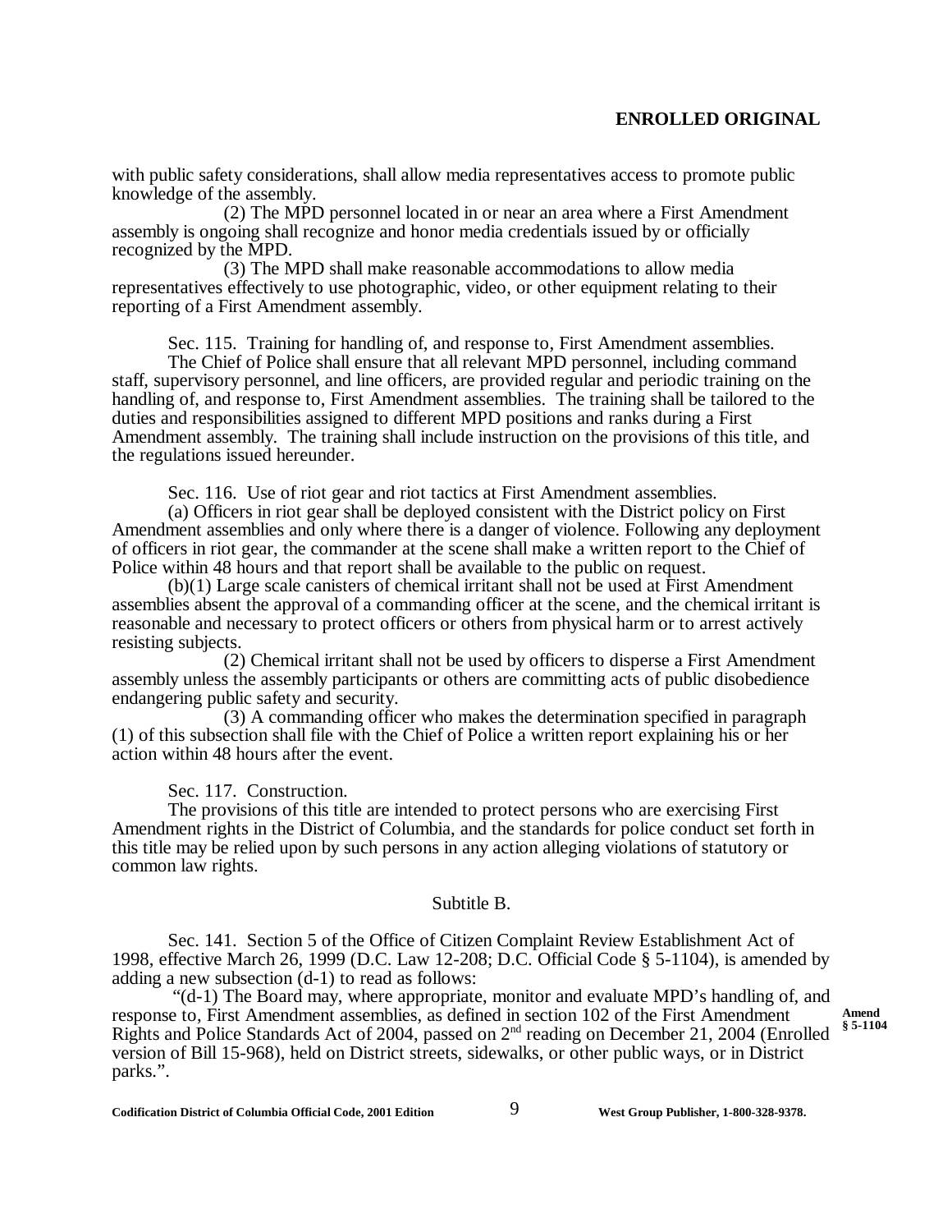with public safety considerations, shall allow media representatives access to promote public knowledge of the assembly.

(2) The MPD personnel located in or near an area where a First Amendment assembly is ongoing shall recognize and honor media credentials issued by or officially recognized by the MPD.

(3) The MPD shall make reasonable accommodations to allow media representatives effectively to use photographic, video, or other equipment relating to their reporting of a First Amendment assembly.

Sec. 115. Training for handling of, and response to, First Amendment assemblies.

The Chief of Police shall ensure that all relevant MPD personnel, including command staff, supervisory personnel, and line officers, are provided regular and periodic training on the handling of, and response to, First Amendment assemblies. The training shall be tailored to the duties and responsibilities assigned to different MPD positions and ranks during a First Amendment assembly. The training shall include instruction on the provisions of this title, and the regulations issued hereunder.

Sec. 116. Use of riot gear and riot tactics at First Amendment assemblies.

(a) Officers in riot gear shall be deployed consistent with the District policy on First Amendment assemblies and only where there is a danger of violence. Following any deployment of officers in riot gear, the commander at the scene shall make a written report to the Chief of Police within 48 hours and that report shall be available to the public on request.

(b)(1) Large scale canisters of chemical irritant shall not be used at First Amendment assemblies absent the approval of a commanding officer at the scene, and the chemical irritant is reasonable and necessary to protect officers or others from physical harm or to arrest actively resisting subjects.

(2) Chemical irritant shall not be used by officers to disperse a First Amendment assembly unless the assembly participants or others are committing acts of public disobedience endangering public safety and security.

(3) A commanding officer who makes the determination specified in paragraph (1) of this subsection shall file with the Chief of Police a written report explaining his or her action within 48 hours after the event.

Sec. 117. Construction.

The provisions of this title are intended to protect persons who are exercising First Amendment rights in the District of Columbia, and the standards for police conduct set forth in this title may be relied upon by such persons in any action alleging violations of statutory or common law rights.

Subtitle B.

Sec. 141. Section 5 of the Office of Citizen Complaint Review Establishment Act of 1998, effective March 26, 1999 (D.C. Law 12-208; D.C. Official Code § 5-1104), is amended by adding a new subsection (d-1) to read as follows:

"(d-1) The Board may, where appropriate, monitor and evaluate MPD's handling of, and response to, First Amendment assemblies, as defined in section 102 of the First Amendment Rights and Police Standards Act of 2004, passed on 2nd reading on December 21, 2004 (Enrolled version of Bill 15-968), held on District streets, sidewalks, or other public ways, or in District parks.".

**Amend § 5-1104**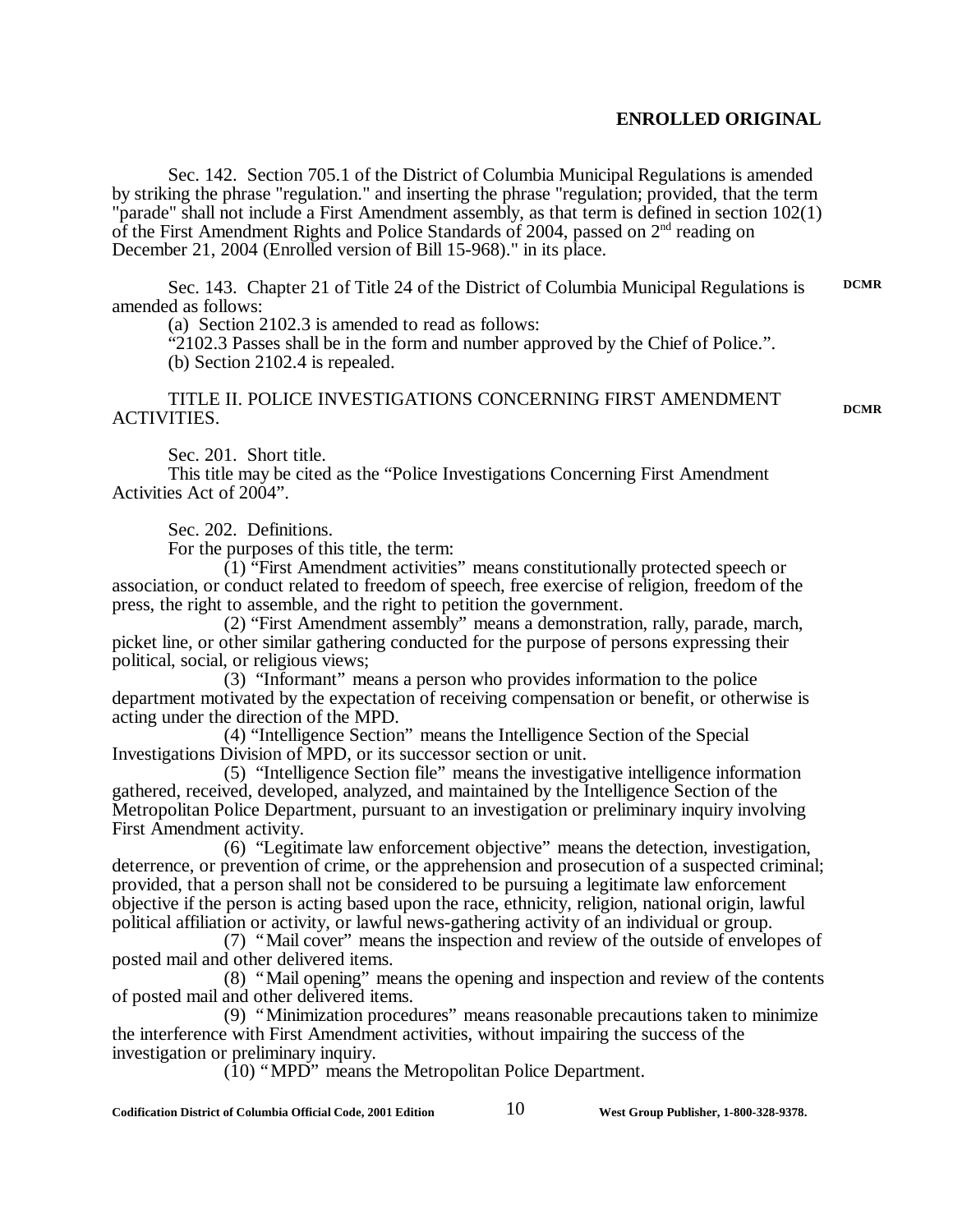**ENROLLED ORIGINAL**

Sec. 142. Section 705.1 of the District of Columbia Municipal Regulations is amended by striking the phrase "regulation." and inserting the phrase "regulation; provided, that the term "parade" shall not include a First Amendment assembly, as that term is defined in section 102(1) of the First Amendment Rights and Police Standards of 2004, passed on 2nd reading on December 21, 2004 (Enrolled version of Bill 15-968)." in its place.

Sec. 143. Chapter 21 of Title 24 of the District of Columbia Municipal Regulations is amended as follows:

DCMR

(a) Section 2102.3 is amended to read as follows:

"2102.3 Passes shall be in the form and number approved by the Chief of Police.".

(b) Section 2102.4 is repealed.

TITLE II. POLICE INVESTIGATIONS CONCERNING FIRST AMENDMENT ACTIVITIES.

DCMR

Sec. 201. Short title.

This title may be cited as the "Police Investigations Concerning First Amendment Activities Act of 2004".

Sec. 202. Definitions.

For the purposes of this title, the term:

(1) "First Amendment activities" means constitutionally protected speech or association, or conduct related to freedom of speech, free exercise of religion, freedom of the press, the right to assemble, and the right to petition the government.

(2) "First Amendment assembly" means a demonstration, rally, parade, march, picket line, or other similar gathering conducted for the purpose of persons expressing their political, social, or religious views;

(3) "Informant" means a person who provides information to the police department motivated by the expectation of receiving compensation or benefit, or otherwise is acting under the direction of the MPD.

(4) "Intelligence Section" means the Intelligence Section of the Special Investigations Division of MPD, or its successor section or unit.

(5) "Intelligence Section file" means the investigative intelligence information gathered, received, developed, analyzed, and maintained by the Intelligence Section of the Metropolitan Police Department, pursuant to an investigation or preliminary inquiry involving First Amendment activity.

(6) "Legitimate law enforcement objective" means the detection, investigation, deterrence, or prevention of crime, or the apprehension and prosecution of a suspected criminal; provided, that a person shall not be considered to be pursuing a legitimate law enforcement objective if the person is acting based upon the race, ethnicity, religion, national origin, lawful political affiliation or activity, or lawful news-gathering activity of an individual or group.

(7) "Mail cover" means the inspection and review of the outside of envelopes of posted mail and other delivered items.

(8) "Mail opening" means the opening and inspection and review of the contents of posted mail and other delivered items.

(9) "Minimization procedures" means reasonable precautions taken to minimize the interference with First Amendment activities, without impairing the success of the investigation or preliminary inquiry.

(10) "MPD" means the Metropolitan Police Department.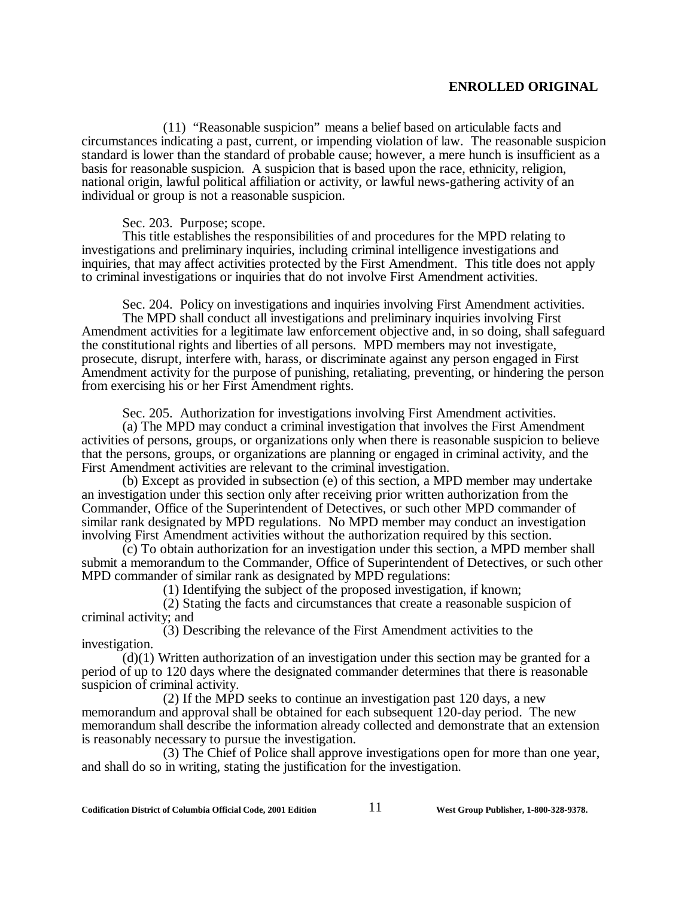(11) "Reasonable suspicion" means a belief based on articulable facts and circumstances indicating a past, current, or impending violation of law. The reasonable suspicion standard is lower than the standard of probable cause; however, a mere hunch is insufficient as a basis for reasonable suspicion. A suspicion that is based upon the race, ethnicity, religion, national origin, lawful political affiliation or activity, or lawful news-gathering activity of an individual or group is not a reasonable suspicion.

Sec. 203. Purpose; scope.

This title establishes the responsibilities of and procedures for the MPD relating to investigations and preliminary inquiries, including criminal intelligence investigations and inquiries, that may affect activities protected by the First Amendment. This title does not apply to criminal investigations or inquiries that do not involve First Amendment activities.

Sec. 204. Policy on investigations and inquiries involving First Amendment activities.

The MPD shall conduct all investigations and preliminary inquiries involving First Amendment activities for a legitimate law enforcement objective and, in so doing, shall safeguard the constitutional rights and liberties of all persons. MPD members may not investigate, prosecute, disrupt, interfere with, harass, or discriminate against any person engaged in First Amendment activity for the purpose of punishing, retaliating, preventing, or hindering the person from exercising his or her First Amendment rights.

Sec. 205. Authorization for investigations involving First Amendment activities.

(a) The MPD may conduct a criminal investigation that involves the First Amendment activities of persons, groups, or organizations only when there is reasonable suspicion to believe that the persons, groups, or organizations are planning or engaged in criminal activity, and the First Amendment activities are relevant to the criminal investigation.

(b) Except as provided in subsection (e) of this section, a MPD member may undertake an investigation under this section only after receiving prior written authorization from the Commander, Office of the Superintendent of Detectives, or such other MPD commander of similar rank designated by MPD regulations. No MPD member may conduct an investigation involving First Amendment activities without the authorization required by this section.

(c) To obtain authorization for an investigation under this section, a MPD member shall submit a memorandum to the Commander, Office of Superintendent of Detectives, or such other MPD commander of similar rank as designated by MPD regulations:

(1) Identifying the subject of the proposed investigation, if known;

(2) Stating the facts and circumstances that create a reasonable suspicion of criminal activity; and

(3) Describing the relevance of the First Amendment activities to the investigation.

(d)(1) Written authorization of an investigation under this section may be granted for a period of up to 120 days where the designated commander determines that there is reasonable suspicion of criminal activity.

(2) If the MPD seeks to continue an investigation past 120 days, a new memorandum and approval shall be obtained for each subsequent 120-day period. The new memorandum shall describe the information already collected and demonstrate that an extension is reasonably necessary to pursue the investigation.

(3) The Chief of Police shall approve investigations open for more than one year, and shall do so in writing, stating the justification for the investigation.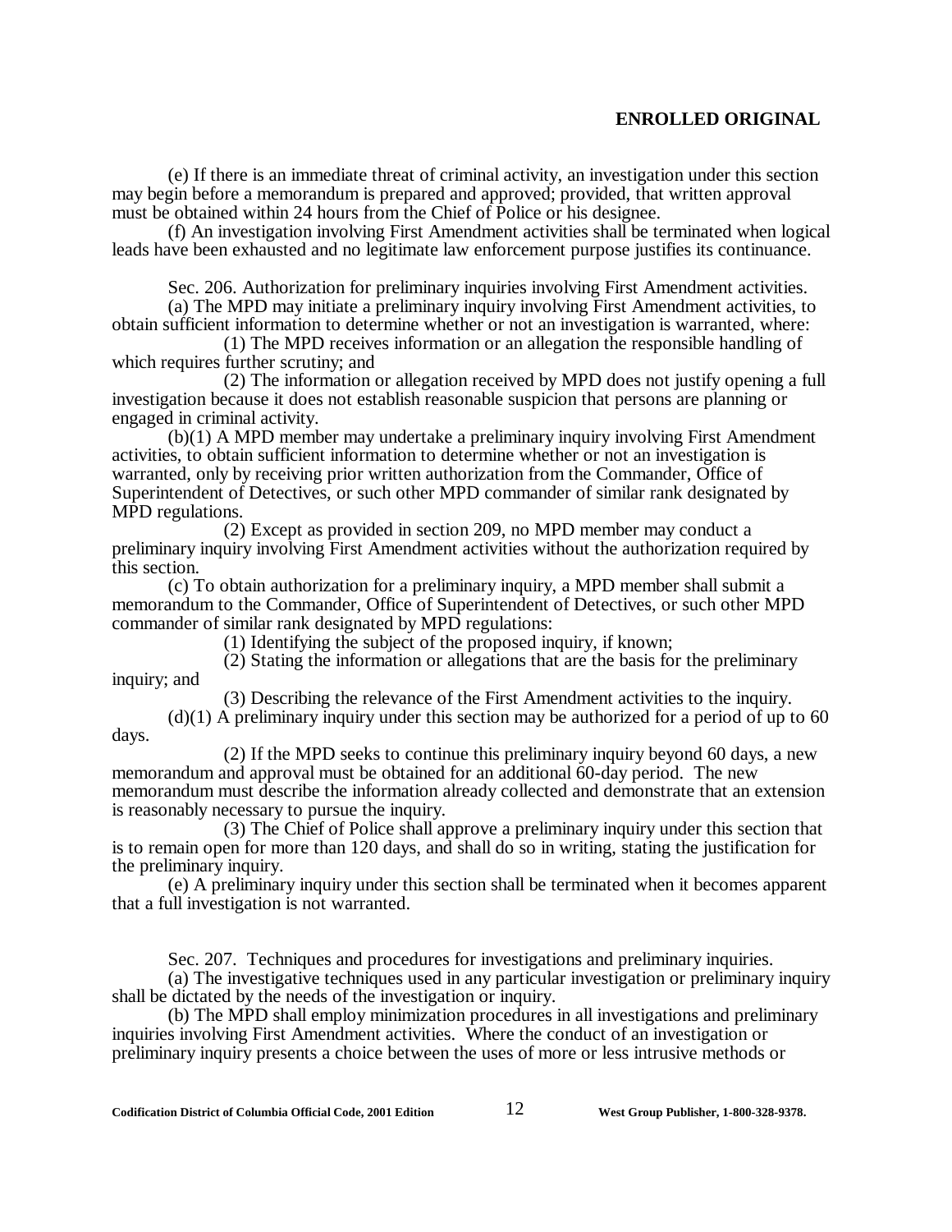(e) If there is an immediate threat of criminal activity, an investigation under this section may begin before a memorandum is prepared and approved; provided, that written approval must be obtained within 24 hours from the Chief of Police or his designee.

(f) An investigation involving First Amendment activities shall be terminated when logical leads have been exhausted and no legitimate law enforcement purpose justifies its continuance.

Sec. 206. Authorization for preliminary inquiries involving First Amendment activities.

(a) The MPD may initiate a preliminary inquiry involving First Amendment activities, to obtain sufficient information to determine whether or not an investigation is warranted, where:

(1) The MPD receives information or an allegation the responsible handling of which requires further scrutiny; and

(2) The information or allegation received by MPD does not justify opening a full investigation because it does not establish reasonable suspicion that persons are planning or engaged in criminal activity.

(b)(1) A MPD member may undertake a preliminary inquiry involving First Amendment activities, to obtain sufficient information to determine whether or not an investigation is warranted, only by receiving prior written authorization from the Commander, Office of Superintendent of Detectives, or such other MPD commander of similar rank designated by MPD regulations.

(2) Except as provided in section 209, no MPD member may conduct a preliminary inquiry involving First Amendment activities without the authorization required by this section.

(c) To obtain authorization for a preliminary inquiry, a MPD member shall submit a memorandum to the Commander, Office of Superintendent of Detectives, or such other MPD commander of similar rank designated by MPD regulations:

(1) Identifying the subject of the proposed inquiry, if known;

(2) Stating the information or allegations that are the basis for the preliminary inquiry; and

(3) Describing the relevance of the First Amendment activities to the inquiry.

(d)(1) A preliminary inquiry under this section may be authorized for a period of up to 60 days.

(2) If the MPD seeks to continue this preliminary inquiry beyond 60 days, a new memorandum and approval must be obtained for an additional 60-day period. The new memorandum must describe the information already collected and demonstrate that an extension is reasonably necessary to pursue the inquiry.

(3) The Chief of Police shall approve a preliminary inquiry under this section that is to remain open for more than 120 days, and shall do so in writing, stating the justification for the preliminary inquiry.

(e) A preliminary inquiry under this section shall be terminated when it becomes apparent that a full investigation is not warranted.

Sec. 207. Techniques and procedures for investigations and preliminary inquiries.

(a) The investigative techniques used in any particular investigation or preliminary inquiry shall be dictated by the needs of the investigation or inquiry.

(b) The MPD shall employ minimization procedures in all investigations and preliminary inquiries involving First Amendment activities. Where the conduct of an investigation or preliminary inquiry presents a choice between the uses of more or less intrusive methods or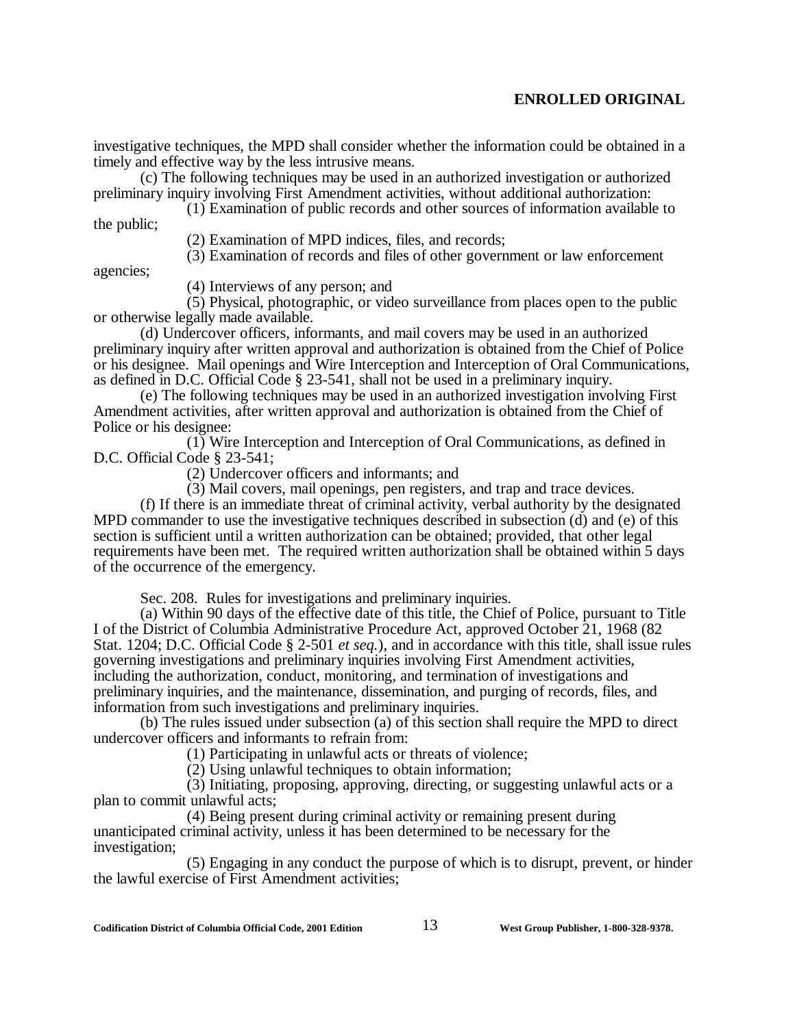investigative techniques, the MPD shall consider whether the information could be obtained in a timely and effective way by the less intrusive means.

(c) The following techniques may be used in an authorized investigation or authorized preliminary inquiry involving First Amendment activities, without additional authorization:

(1) Examination of public records and other sources of information available to the public;

(2) Examination of MPD indices, files, and records;

(3) Examination of records and files of other government or law enforcement agencies;

(4) Interviews of any person; and

(5) Physical, photographic, or video surveillance from places open to the public or otherwise legally made available.

(d) Undercover officers, informants, and mail covers may be used in an authorized preliminary inquiry after written approval and authorization is obtained from the Chief of Police or his designee. Mail openings and Wire Interception and Interception of Oral Communications, as defined in D.C. Official Code § 23-541, shall not be used in a preliminary inquiry.

(e) The following techniques may be used in an authorized investigation involving First Amendment activities, after written approval and authorization is obtained from the Chief of Police or his designee:

(1) Wire Interception and Interception of Oral Communications, as defined in D.C. Official Code § 23-541;

(2) Undercover officers and informants; and

(3) Mail covers, mail openings, pen registers, and trap and trace devices.

(f) If there is an immediate threat of criminal activity, verbal authority by the designated MPD commander to use the investigative techniques described in subsection (d) and (e) of this section is sufficient until a written authorization can be obtained; provided, that other legal requirements have been met. The required written authorization shall be obtained within 5 days of the occurrence of the emergency.

Sec. 208. Rules for investigations and preliminary inquiries.

(a) Within 90 days of the effective date of this title, the Chief of Police, pursuant to Title I of the District of Columbia Administrative Procedure Act, approved October 21, 1968 (82 Stat. 1204; D.C. Official Code § 2-501 *et seq.*), and in accordance with this title, shall issue rules governing investigations and preliminary inquiries involving First Amendment activities, including the authorization, conduct, monitoring, and termination of investigations and preliminary inquiries, and the maintenance, dissemination, and purging of records, files, and information from such investigations and preliminary inquiries.

(b) The rules issued under subsection (a) of this section shall require the MPD to direct undercover officers and informants to refrain from:

(1) Participating in unlawful acts or threats of violence;

(2) Using unlawful techniques to obtain information;

(3) Initiating, proposing, approving, directing, or suggesting unlawful acts or a plan to commit unlawful acts;

(4) Being present during criminal activity or remaining present during unanticipated criminal activity, unless it has been determined to be necessary for the investigation;

(5) Engaging in any conduct the purpose of which is to disrupt, prevent, or hinder the lawful exercise of First Amendment activities;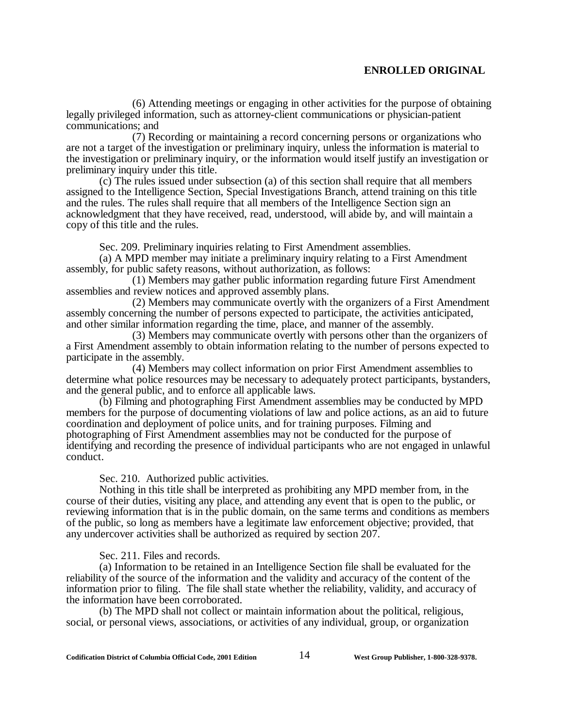(6) Attending meetings or engaging in other activities for the purpose of obtaining legally privileged information, such as attorney-client communications or physician-patient communications; and

(7) Recording or maintaining a record concerning persons or organizations who are not a target of the investigation or preliminary inquiry, unless the information is material to the investigation or preliminary inquiry, or the information would itself justify an investigation or preliminary inquiry under this title.

(c) The rules issued under subsection (a) of this section shall require that all members assigned to the Intelligence Section, Special Investigations Branch, attend training on this title and the rules. The rules shall require that all members of the Intelligence Section sign an acknowledgment that they have received, read, understood, will abide by, and will maintain a copy of this title and the rules.

Sec. 209. Preliminary inquiries relating to First Amendment assemblies.

(a) A MPD member may initiate a preliminary inquiry relating to a First Amendment assembly, for public safety reasons, without authorization, as follows:

(1) Members may gather public information regarding future First Amendment assemblies and review notices and approved assembly plans.

(2) Members may communicate overtly with the organizers of a First Amendment assembly concerning the number of persons expected to participate, the activities anticipated, and other similar information regarding the time, place, and manner of the assembly.

(3) Members may communicate overtly with persons other than the organizers of a First Amendment assembly to obtain information relating to the number of persons expected to participate in the assembly.

(4) Members may collect information on prior First Amendment assemblies to determine what police resources may be necessary to adequately protect participants, bystanders, and the general public, and to enforce all applicable laws.

(b) Filming and photographing First Amendment assemblies may be conducted by MPD members for the purpose of documenting violations of law and police actions, as an aid to future coordination and deployment of police units, and for training purposes. Filming and photographing of First Amendment assemblies may not be conducted for the purpose of identifying and recording the presence of individual participants who are not engaged in unlawful conduct.

Sec. 210. Authorized public activities.

Nothing in this title shall be interpreted as prohibiting any MPD member from, in the course of their duties, visiting any place, and attending any event that is open to the public, or reviewing information that is in the public domain, on the same terms and conditions as members of the public, so long as members have a legitimate law enforcement objective; provided, that any undercover activities shall be authorized as required by section 207.

Sec. 211. Files and records.

(a) Information to be retained in an Intelligence Section file shall be evaluated for the reliability of the source of the information and the validity and accuracy of the content of the information prior to filing. The file shall state whether the reliability, validity, and accuracy of the information have been corroborated.

(b) The MPD shall not collect or maintain information about the political, religious, social, or personal views, associations, or activities of any individual, group, or organization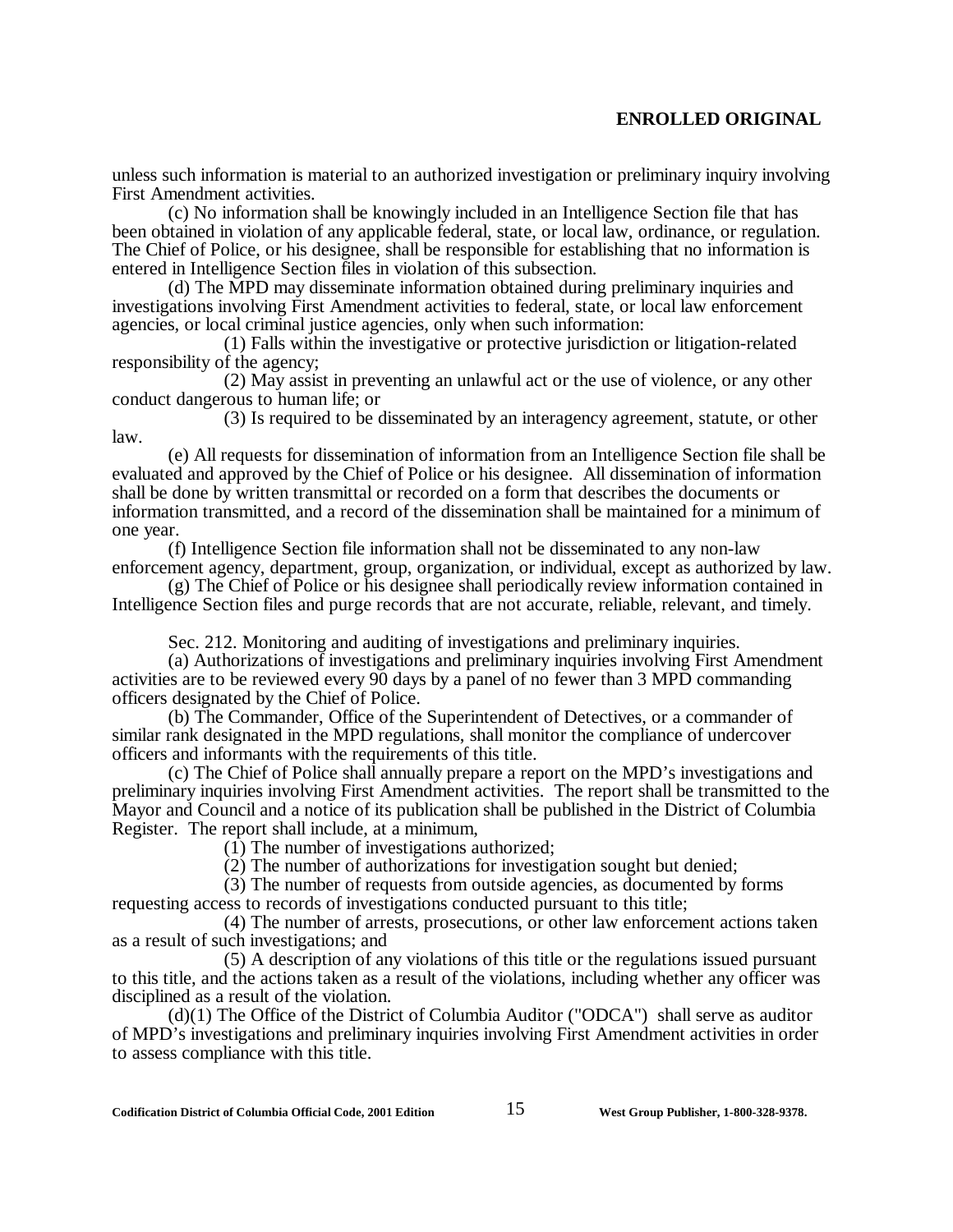unless such information is material to an authorized investigation or preliminary inquiry involving First Amendment activities.

(c) No information shall be knowingly included in an Intelligence Section file that has been obtained in violation of any applicable federal, state, or local law, ordinance, or regulation. The Chief of Police, or his designee, shall be responsible for establishing that no information is entered in Intelligence Section files in violation of this subsection.

(d) The MPD may disseminate information obtained during preliminary inquiries and investigations involving First Amendment activities to federal, state, or local law enforcement agencies, or local criminal justice agencies, only when such information:

(1) Falls within the investigative or protective jurisdiction or litigation-related responsibility of the agency;

(2) May assist in preventing an unlawful act or the use of violence, or any other conduct dangerous to human life; or

(3) Is required to be disseminated by an interagency agreement, statute, or other law.

(e) All requests for dissemination of information from an Intelligence Section file shall be evaluated and approved by the Chief of Police or his designee. All dissemination of information shall be done by written transmittal or recorded on a form that describes the documents or information transmitted, and a record of the dissemination shall be maintained for a minimum of one year.

(f) Intelligence Section file information shall not be disseminated to any non-law enforcement agency, department, group, organization, or individual, except as authorized by law.

(g) The Chief of Police or his designee shall periodically review information contained in Intelligence Section files and purge records that are not accurate, reliable, relevant, and timely.

Sec. 212. Monitoring and auditing of investigations and preliminary inquiries.

(a) Authorizations of investigations and preliminary inquiries involving First Amendment activities are to be reviewed every 90 days by a panel of no fewer than 3 MPD commanding officers designated by the Chief of Police.

(b) The Commander, Office of the Superintendent of Detectives, or a commander of similar rank designated in the MPD regulations, shall monitor the compliance of undercover officers and informants with the requirements of this title.

(c) The Chief of Police shall annually prepare a report on the MPD's investigations and preliminary inquiries involving First Amendment activities. The report shall be transmitted to the Mayor and Council and a notice of its publication shall be published in the District of Columbia Register. The report shall include, at a minimum,

(1) The number of investigations authorized;

(2) The number of authorizations for investigation sought but denied;

(3) The number of requests from outside agencies, as documented by forms requesting access to records of investigations conducted pursuant to this title;

(4) The number of arrests, prosecutions, or other law enforcement actions taken as a result of such investigations; and

(5) A description of any violations of this title or the regulations issued pursuant to this title, and the actions taken as a result of the violations, including whether any officer was disciplined as a result of the violation.

(d)(1) The Office of the District of Columbia Auditor ("ODCA") shall serve as auditor of MPD's investigations and preliminary inquiries involving First Amendment activities in order to assess compliance with this title.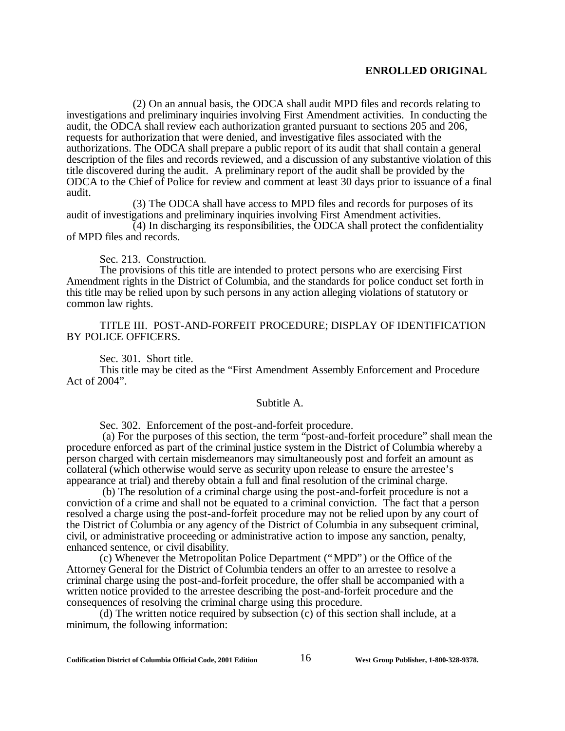(2) On an annual basis, the ODCA shall audit MPD files and records relating to investigations and preliminary inquiries involving First Amendment activities. In conducting the audit, the ODCA shall review each authorization granted pursuant to sections 205 and 206, requests for authorization that were denied, and investigative files associated with the authorizations. The ODCA shall prepare a public report of its audit that shall contain a general description of the files and records reviewed, and a discussion of any substantive violation of this title discovered during the audit. A preliminary report of the audit shall be provided by the ODCA to the Chief of Police for review and comment at least 30 days prior to issuance of a final audit.

(3) The ODCA shall have access to MPD files and records for purposes of its audit of investigations and preliminary inquiries involving First Amendment activities.

(4) In discharging its responsibilities, the ODCA shall protect the confidentiality of MPD files and records.

Sec. 213. Construction.

The provisions of this title are intended to protect persons who are exercising First Amendment rights in the District of Columbia, and the standards for police conduct set forth in this title may be relied upon by such persons in any action alleging violations of statutory or common law rights.

TITLE III. POST-AND-FORFEIT PROCEDURE; DISPLAY OF IDENTIFICATION BY POLICE OFFICERS.

Sec. 301. Short title.

This title may be cited as the "First Amendment Assembly Enforcement and Procedure Act of 2004".

Subtitle A.

Sec. 302. Enforcement of the post-and-forfeit procedure.

(a) For the purposes of this section, the term "post-and-forfeit procedure" shall mean the procedure enforced as part of the criminal justice system in the District of Columbia whereby a person charged with certain misdemeanors may simultaneously post and forfeit an amount as collateral (which otherwise would serve as security upon release to ensure the arrestee's appearance at trial) and thereby obtain a full and final resolution of the criminal charge.

(b) The resolution of a criminal charge using the post-and-forfeit procedure is not a conviction of a crime and shall not be equated to a criminal conviction. The fact that a person resolved a charge using the post-and-forfeit procedure may not be relied upon by any court of the District of Columbia or any agency of the District of Columbia in any subsequent criminal, civil, or administrative proceeding or administrative action to impose any sanction, penalty, enhanced sentence, or civil disability.

(c) Whenever the Metropolitan Police Department ("MPD") or the Office of the Attorney General for the District of Columbia tenders an offer to an arrestee to resolve a criminal charge using the post-and-forfeit procedure, the offer shall be accompanied with a written notice provided to the arrestee describing the post-and-forfeit procedure and the consequences of resolving the criminal charge using this procedure.

(d) The written notice required by subsection (c) of this section shall include, at a minimum, the following information: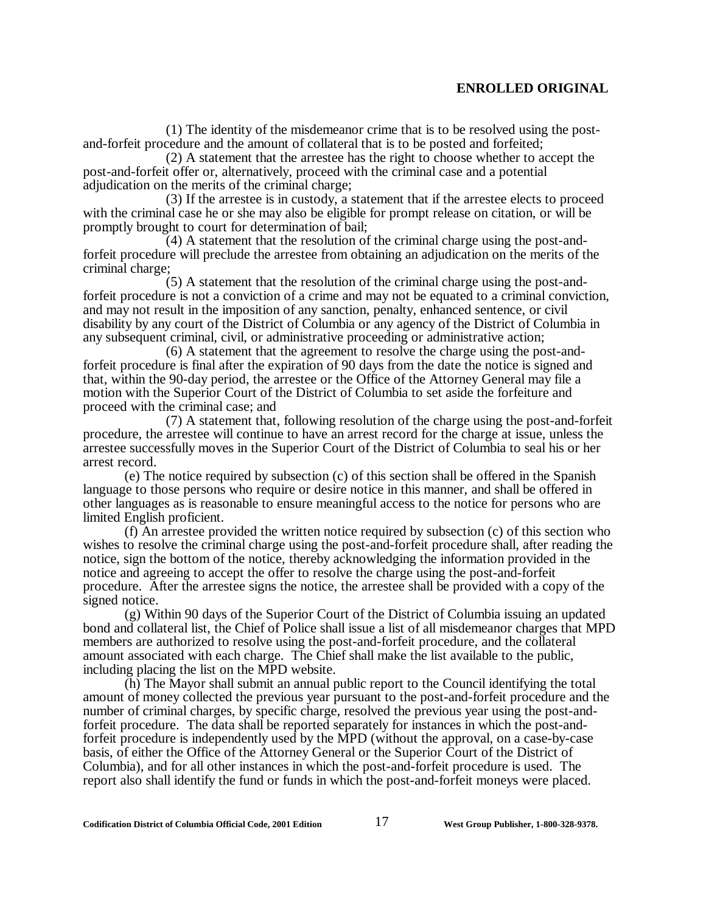(1) The identity of the misdemeanor crime that is to be resolved using the post-and-forfeit procedure and the amount of collateral that is to be posted and forfeited;

(2) A statement that the arrestee has the right to choose whether to accept the post-and-forfeit offer or, alternatively, proceed with the criminal case and a potential adjudication on the merits of the criminal charge;

(3) If the arrestee is in custody, a statement that if the arrestee elects to proceed with the criminal case he or she may also be eligible for prompt release on citation, or will be promptly brought to court for determination of bail;

(4) A statement that the resolution of the criminal charge using the post-and-forfeit procedure will preclude the arrestee from obtaining an adjudication on the merits of the criminal charge;

(5) A statement that the resolution of the criminal charge using the post-and-forfeit procedure is not a conviction of a crime and may not be equated to a criminal conviction, and may not result in the imposition of any sanction, penalty, enhanced sentence, or civil disability by any court of the District of Columbia or any agency of the District of Columbia in any subsequent criminal, civil, or administrative proceeding or administrative action;

(6) A statement that the agreement to resolve the charge using the post-and-forfeit procedure is final after the expiration of 90 days from the date the notice is signed and that, within the 90-day period, the arrestee or the Office of the Attorney General may file a motion with the Superior Court of the District of Columbia to set aside the forfeiture and proceed with the criminal case; and

(7) A statement that, following resolution of the charge using the post-and-forfeit procedure, the arrestee will continue to have an arrest record for the charge at issue, unless the arrestee successfully moves in the Superior Court of the District of Columbia to seal his or her arrest record.

(e) The notice required by subsection (c) of this section shall be offered in the Spanish language to those persons who require or desire notice in this manner, and shall be offered in other languages as is reasonable to ensure meaningful access to the notice for persons who are limited English proficient.

(f) An arrestee provided the written notice required by subsection (c) of this section who wishes to resolve the criminal charge using the post-and-forfeit procedure shall, after reading the notice, sign the bottom of the notice, thereby acknowledging the information provided in the notice and agreeing to accept the offer to resolve the charge using the post-and-forfeit procedure. After the arrestee signs the notice, the arrestee shall be provided with a copy of the signed notice.

(g) Within 90 days of the Superior Court of the District of Columbia issuing an updated bond and collateral list, the Chief of Police shall issue a list of all misdemeanor charges that MPD members are authorized to resolve using the post-and-forfeit procedure, and the collateral amount associated with each charge. The Chief shall make the list available to the public, including placing the list on the MPD website.

(h) The Mayor shall submit an annual public report to the Council identifying the total amount of money collected the previous year pursuant to the post-and-forfeit procedure and the number of criminal charges, by specific charge, resolved the previous year using the post-and-forfeit procedure. The data shall be reported separately for instances in which the post-and-forfeit procedure is independently used by the MPD (without the approval, on a case-by-case basis, of either the Office of the Attorney General or the Superior Court of the District of Columbia), and for all other instances in which the post-and-forfeit procedure is used. The report also shall identify the fund or funds in which the post-and-forfeit moneys were placed.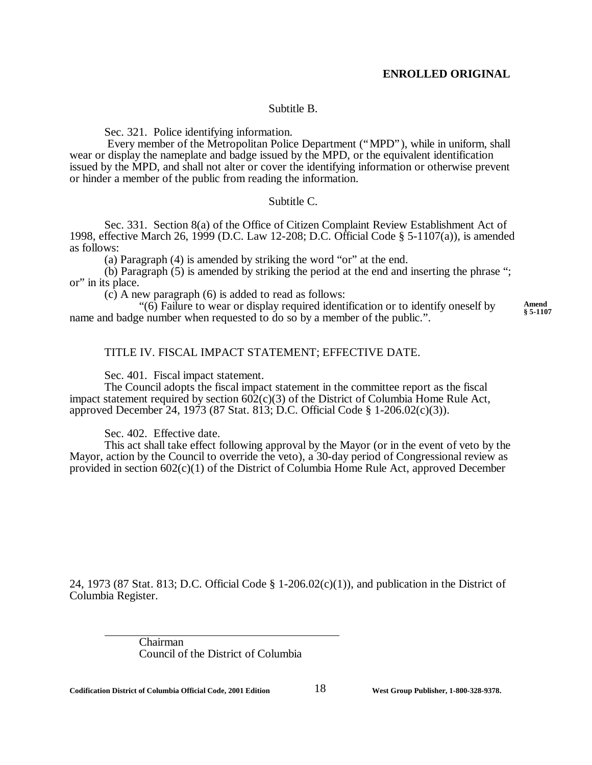**ENROLLED ORIGINAL**

Subtitle B.

Sec. 321. Police identifying information.

Every member of the Metropolitan Police Department ("MPD"), while in uniform, shall wear or display the nameplate and badge issued by the MPD, or the equivalent identification issued by the MPD, and shall not alter or cover the identifying information or otherwise prevent or hinder a member of the public from reading the information.

Subtitle C.

Sec. 331. Section 8(a) of the Office of Citizen Complaint Review Establishment Act of 1998, effective March 26, 1999 (D.C. Law 12-208; D.C. Official Code § 5-1107(a)), is amended as follows:

(a) Paragraph (4) is amended by striking the word "or" at the end.

(b) Paragraph (5) is amended by striking the period at the end and inserting the phrase "; or" in its place.

(c) A new paragraph (6) is added to read as follows:

"(6) Failure to wear or display required identification or to identify oneself by name and badge number when requested to do so by a member of the public.".

**Amend § 5-1107**

TITLE IV. FISCAL IMPACT STATEMENT; EFFECTIVE DATE.

Sec. 401. Fiscal impact statement.

The Council adopts the fiscal impact statement in the committee report as the fiscal impact statement required by section 602(c)(3) of the District of Columbia Home Rule Act, approved December 24, 1973 (87 Stat. 813; D.C. Official Code § 1-206.02(c)(3)).

Sec. 402. Effective date.

This act shall take effect following approval by the Mayor (or in the event of veto by the Mayor, action by the Council to override the veto), a 30-day period of Congressional review as provided in section 602(c)(1) of the District of Columbia Home Rule Act, approved December 24, 1973 (87 Stat. 813; D.C. Official Code § 1-206.02(c)(1)), and publication in the District of Columbia Register.

\_\_\_\_\_\_\_\_\_\_\_\_\_\_\_\_\_\_\_\_\_\_\_\_\_\_\_\_\_\_\_\_\_\_\_\_\_\_

Chairman
Council of the District of Columbia

**Codification District of Columbia Official Code, 2001 Edition** **West Group Publisher, 1-800-328-9378.**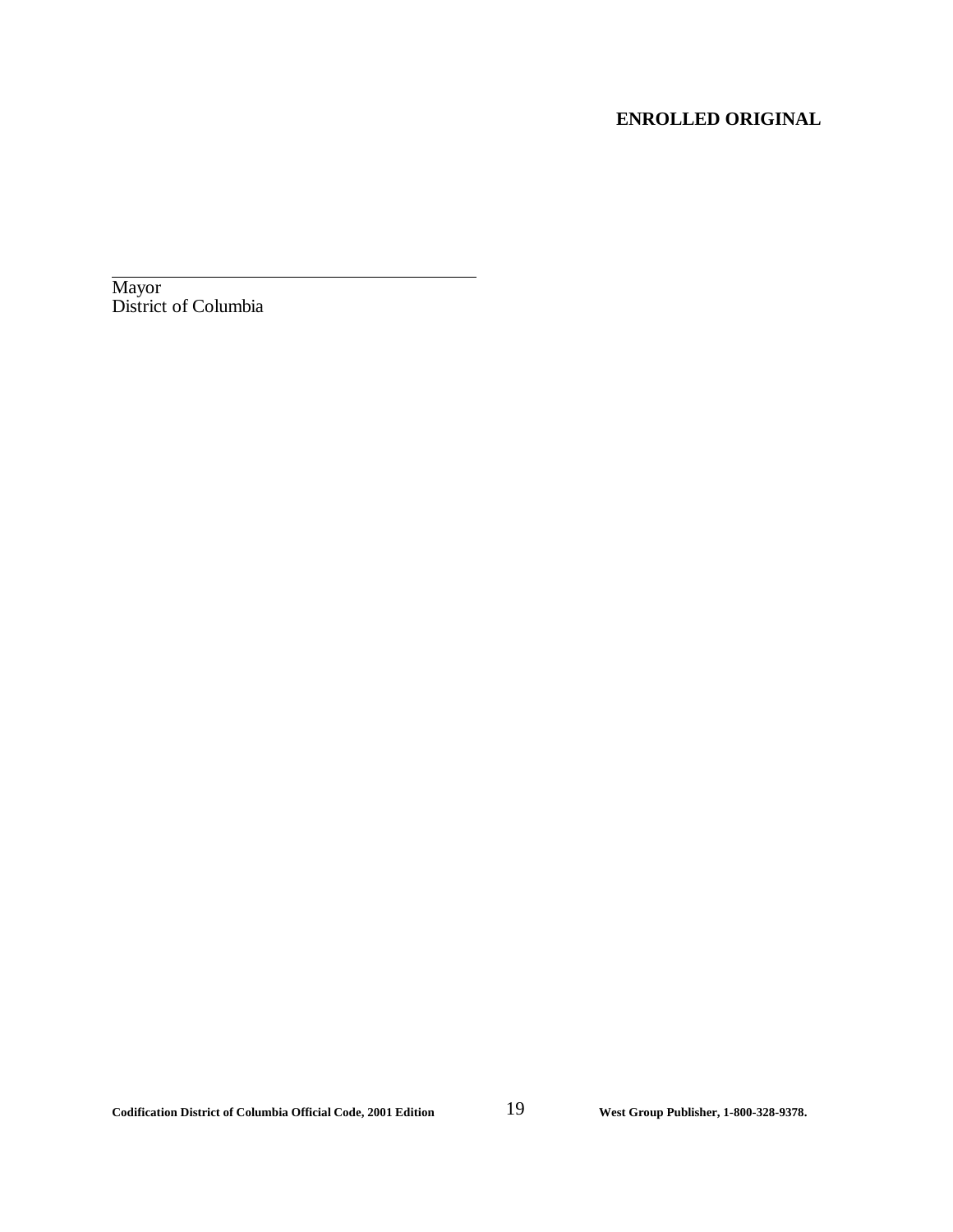**ENROLLED ORIGINAL**

\_\_\_\_\_\_\_\_\_\_\_\_\_\_\_\_\_\_\_\_\_\_\_\_\_\_\_\_\_\_\_\_\_\_\_\_\_\_\_\_\_\_\_\_

Mayor
District of Columbia

Codification District of Columbia Official Code, 2001 Edition West Group Publisher, 1-800-328-9378.